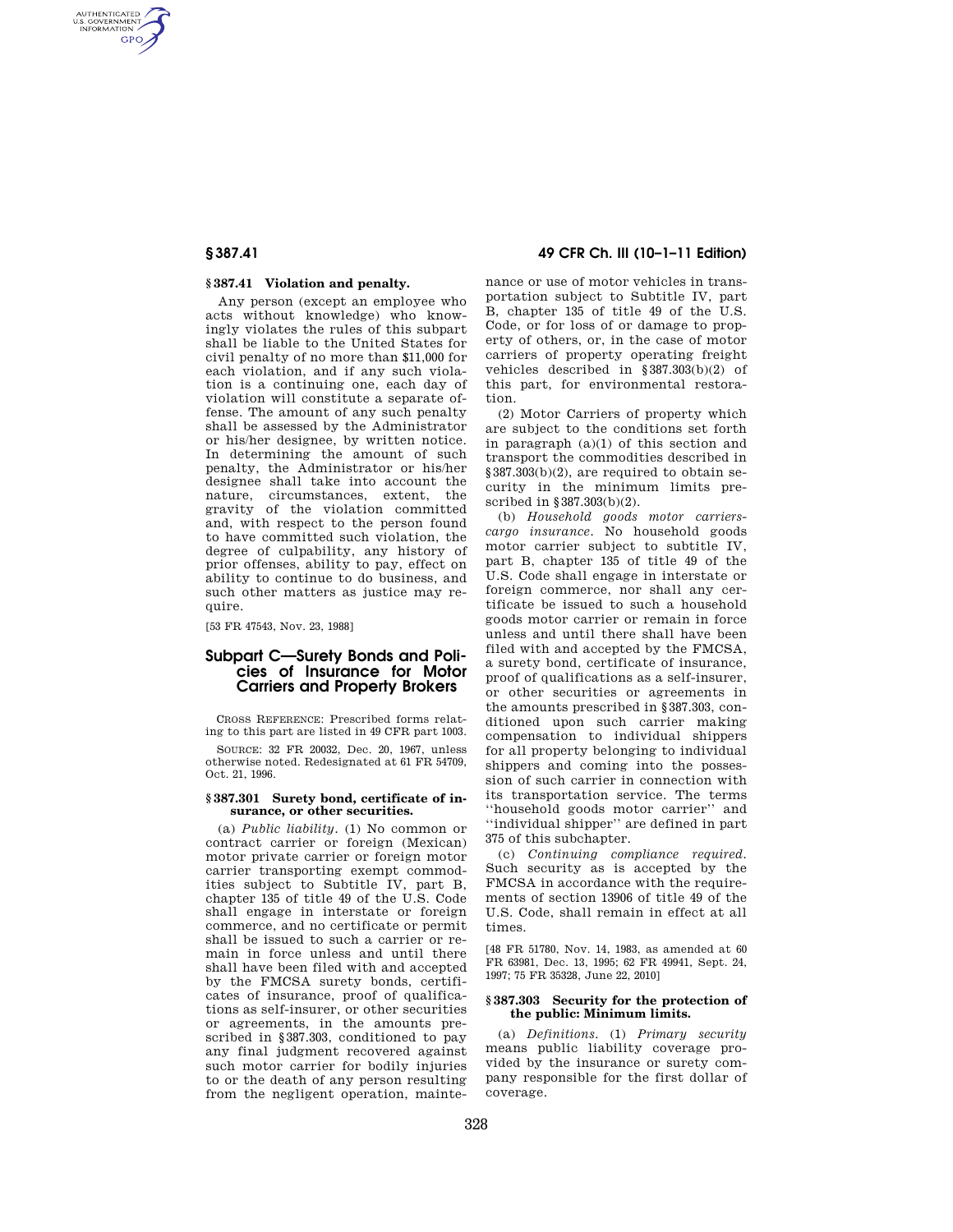### § 387.41 Violation and penalty.

Any person (except an employee who acts without knowledge) who knowingly violates the rules of this subpart shall be liable to the United States for civil penalty of no more than $11,000 for each violation, and if any such violation is a continuing one, each day of violation will constitute a separate offense. The amount of any such penalty shall be assessed by the Administrator or his/her designee, by written notice. In determining the amount of such penalty, the Administrator or his/her designee shall take into account the nature, circumstances, extent, the gravity of the violation committed and, with respect to the person found to have committed such violation, the degree of culpability, any history of prior offenses, ability to pay, effect on ability to continue to do business, and such other matters as justice may require.

[53 FR 47543, Nov. 23, 1988]

## Subpart C—Surety Bonds and Policies of Insurance for Motor Carriers and Property Brokers

CROSS REFERENCE: Prescribed forms relating to this part are listed in 49 CFR part 1003.

SOURCE: 32 FR 20032, Dec. 20, 1967, unless otherwise noted. Redesignated at 61 FR 54709, Oct. 21, 1996.

### § 387.301 Surety bond, certificate of insurance, or other securities.

(a) *Public liability*. (1) No common or contract carrier or foreign (Mexican) motor private carrier or foreign motor carrier transporting exempt commodities subject to Subtitle IV, part B, chapter 135 of title 49 of the U.S. Code shall engage in interstate or foreign commerce, and no certificate or permit shall be issued to such a carrier or remain in force unless and until there shall have been filed with and accepted by the FMCSA surety bonds, certificates of insurance, proof of qualifications as self-insurer, or other securities or agreements, in the amounts prescribed in § 387.303, conditioned to pay any final judgment recovered against such motor carrier for bodily injuries to or the death of any person resulting from the negligent operation, maintenance or use of motor vehicles in transportation subject to Subtitle IV, part B, chapter 135 of title 49 of the U.S. Code, or for loss of or damage to property of others, or, in the case of motor carriers of property operating freight vehicles described in § 387.303(b)(2) of this part, for environmental restoration.

(2) Motor Carriers of property which are subject to the conditions set forth in paragraph (a)(1) of this section and transport the commodities described in § 387.303(b)(2), are required to obtain security in the minimum limits prescribed in § 387.303(b)(2).

(b) *Household goods motor carriers-cargo insurance*. No household goods motor carrier subject to subtitle IV, part B, chapter 135 of title 49 of the U.S. Code shall engage in interstate or foreign commerce, nor shall any certificate be issued to such a household goods motor carrier or remain in force unless and until there shall have been filed with and accepted by the FMCSA, a surety bond, certificate of insurance, proof of qualifications as a self-insurer, or other securities or agreements in the amounts prescribed in § 387.303, conditioned upon such carrier making compensation to individual shippers for all property belonging to individual shippers and coming into the possession of such carrier in connection with its transportation service. The terms "household goods motor carrier" and "individual shipper" are defined in part 375 of this subchapter.

(c) *Continuing compliance required*. Such security as is accepted by the FMCSA in accordance with the requirements of section 13906 of title 49 of the U.S. Code, shall remain in effect at all times.

[48 FR 51780, Nov. 14, 1983, as amended at 60 FR 63981, Dec. 13, 1995; 62 FR 49941, Sept. 24, 1997; 75 FR 35328, June 22, 2010]

### § 387.303 Security for the protection of the public: Minimum limits.

(a) *Definitions*. (1) *Primary security* means public liability coverage provided by the insurance or surety company responsible for the first dollar of coverage.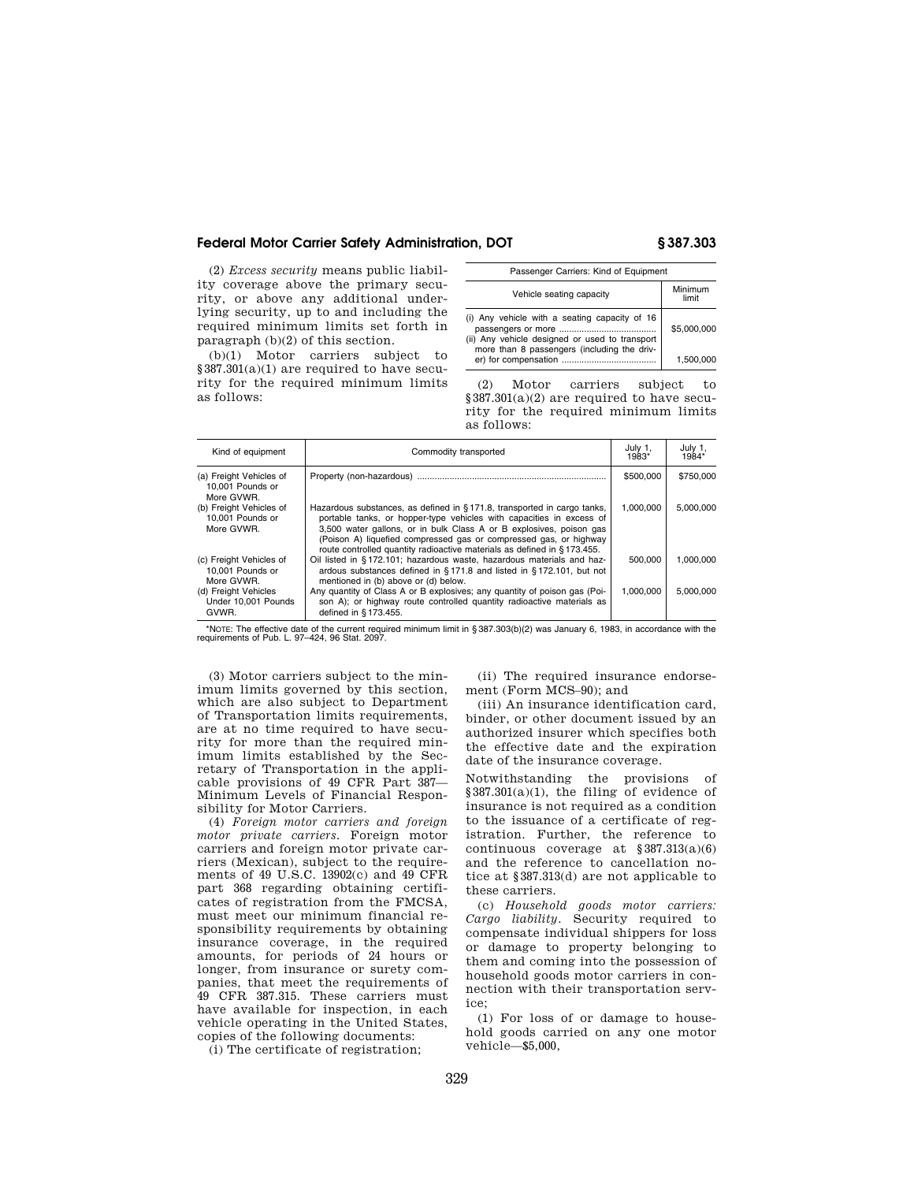(2) *Excess security* means public liability coverage above the primary security, or above any additional underlying security, up to and including the required minimum limits set forth in paragraph (b)(2) of this section.

(b)(1) Motor carriers subject to §387.301(a)(1) are required to have security for the required minimum limits as follows:

| Passenger Carriers: Kind of Equipment | |
|---|---|
| Vehicle seating capacity | Minimum limit |
| (i) Any vehicle with a seating capacity of 16 passengers or more | $5,000,000 |
| (ii) Any vehicle designed or used to transport more than 8 passengers (including the driver) for compensation | 1,500,000 |

(2) Motor carriers subject to §387.301(a)(2) are required to have security for the required minimum limits as follows:

| Kind of equipment | Commodity transported | July 1, 1983* | July 1, 1984* |
|---|---|---|---|
| (a) Freight Vehicles of 10,001 Pounds or More GVWR. | Property (non-hazardous) | $500,000 | $750,000 |
| (b) Freight Vehicles of 10,001 Pounds or More GVWR. | Hazardous substances, as defined in §171.8, transported in cargo tanks, portable tanks, or hopper-type vehicles with capacities in excess of 3,500 water gallons, or in bulk Class A or B explosives, poison gas (Poison A) liquefied compressed gas or compressed gas, or highway route controlled quantity radioactive materials as defined in §173.455. | 1,000,000 | 5,000,000 |
| (c) Freight Vehicles of 10,001 Pounds or More GVWR. | Oil listed in §172.101; hazardous waste, hazardous materials and hazardous substances defined in §171.8 and listed in §172.101, but not mentioned in (b) above or (d) below. | 500,000 | 1,000,000 |
| (d) Freight Vehicles Under 10,001 Pounds GVWR. | Any quantity of Class A or B explosives; any quantity of poison gas (Poison A); or highway route controlled quantity radioactive materials as defined in §173.455. | 1,000,000 | 5,000,000 |

*NOTE: The effective date of the current required minimum limit in §387.303(b)(2) was January 6, 1983, in accordance with the requirements of Pub. L. 97–424, 96 Stat. 2097.

(3) Motor carriers subject to the minimum limits governed by this section, which are also subject to Department of Transportation limits requirements, are at no time required to have security for more than the required minimum limits established by the Secretary of Transportation in the applicable provisions of 49 CFR Part 387—Minimum Levels of Financial Responsibility for Motor Carriers.

(4) *Foreign motor carriers and foreign motor private carriers.* Foreign motor carriers and foreign motor private carriers (Mexican), subject to the requirements of 49 U.S.C. 13902(c) and 49 CFR part 368 regarding obtaining certificates of registration from the FMCSA, must meet our minimum financial responsibility requirements by obtaining insurance coverage, in the required amounts, for periods of 24 hours or longer, from insurance or surety companies, that meet the requirements of 49 CFR 387.315. These carriers must have available for inspection, in each vehicle operating in the United States, copies of the following documents:

(i) The certificate of registration;

(ii) The required insurance endorsement (Form MCS–90); and

(iii) An insurance identification card, binder, or other document issued by an authorized insurer which specifies both the effective date and the expiration date of the insurance coverage.

Notwithstanding the provisions of §387.301(a)(1), the filing of evidence of insurance is not required as a condition to the issuance of a certificate of registration. Further, the reference to continuous coverage at §387.313(a)(6) and the reference to cancellation notice at §387.313(d) are not applicable to these carriers.

(c) *Household goods motor carriers: Cargo liability.* Security required to compensate individual shippers for loss or damage to property belonging to them and coming into the possession of household goods motor carriers in connection with their transportation service;

(1) For loss of or damage to household goods carried on any one motor vehicle—$5,000,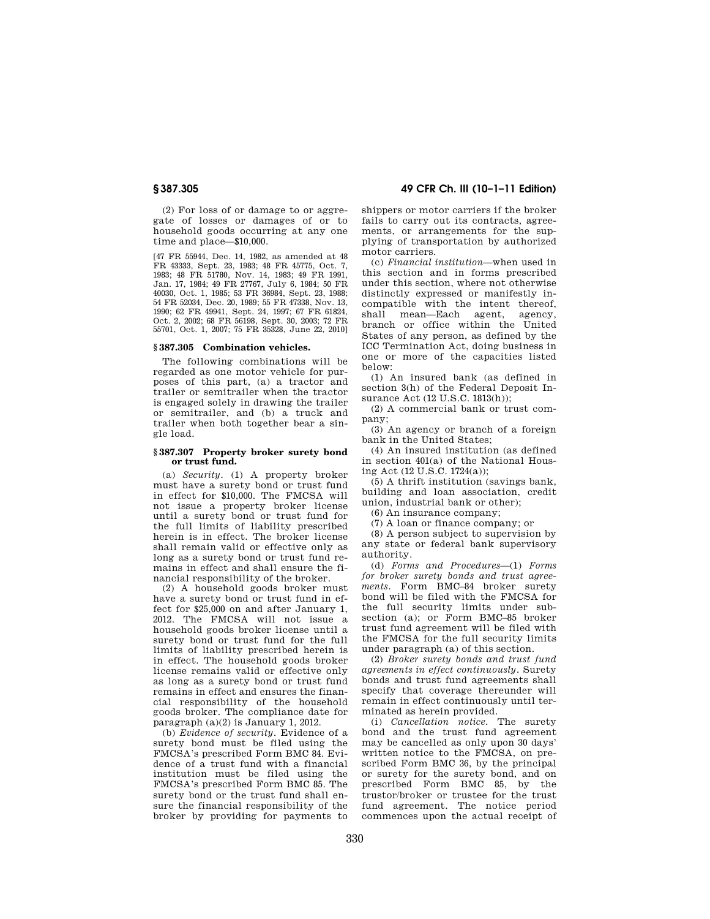(2) For loss of or damage to or aggregate of losses or damages of or to household goods occurring at any one time and place—$10,000.

[47 FR 55944, Dec. 14, 1982, as amended at 48 FR 43333, Sept. 23, 1983; 48 FR 45775, Oct. 7, 1983; 48 FR 51780, Nov. 14, 1983; 49 FR 1991, Jan. 17, 1984; 49 FR 27767, July 6, 1984; 50 FR 40030, Oct. 1, 1985; 53 FR 36984, Sept. 23, 1988; 54 FR 52034, Dec. 20, 1989; 55 FR 47338, Nov. 13, 1990; 62 FR 49941, Sept. 24, 1997; 67 FR 61824, Oct. 2, 2002; 68 FR 56198, Sept. 30, 2003; 72 FR 55701, Oct. 1, 2007; 75 FR 35328, June 22, 2010]

## § 387.305 Combination vehicles.

The following combinations will be regarded as one motor vehicle for purposes of this part, (a) a tractor and trailer or semitrailer when the tractor is engaged solely in drawing the trailer or semitrailer, and (b) a truck and trailer when both together bear a single load.

## § 387.307 Property broker surety bond or trust fund.

(a) *Security*. (1) A property broker must have a surety bond or trust fund in effect for $10,000. The FMCSA will not issue a property broker license until a surety bond or trust fund for the full limits of liability prescribed herein is in effect. The broker license shall remain valid or effective only as long as a surety bond or trust fund remains in effect and shall ensure the financial responsibility of the broker.

(2) A household goods broker must have a surety bond or trust fund in effect for $25,000 on and after January 1, 2012. The FMCSA will not issue a household goods broker license until a surety bond or trust fund for the full limits of liability prescribed herein is in effect. The household goods broker license remains valid or effective only as long as a surety bond or trust fund remains in effect and ensures the financial responsibility of the household goods broker. The compliance date for paragraph (a)(2) is January 1, 2012.

(b) *Evidence of security*. Evidence of a surety bond must be filed using the FMCSA's prescribed Form BMC 84. Evidence of a trust fund with a financial institution must be filed using the FMCSA's prescribed Form BMC 85. The surety bond or the trust fund shall ensure the financial responsibility of the broker by providing for payments to shippers or motor carriers if the broker fails to carry out its contracts, agreements, or arrangements for the supplying of transportation by authorized motor carriers.

(c) *Financial institution*—when used in this section and in forms prescribed under this section, where not otherwise distinctly expressed or manifestly incompatible with the intent thereof, shall mean—Each agent, agency, branch or office within the United States of any person, as defined by the ICC Termination Act, doing business in one or more of the capacities listed below:

(1) An insured bank (as defined in section 3(h) of the Federal Deposit Insurance Act (12 U.S.C. 1813(h));

(2) A commercial bank or trust company;

(3) An agency or branch of a foreign bank in the United States;

(4) An insured institution (as defined in section 401(a) of the National Housing Act (12 U.S.C. 1724(a));

(5) A thrift institution (savings bank, building and loan association, credit union, industrial bank or other);

(6) An insurance company;

(7) A loan or finance company; or

(8) A person subject to supervision by any state or federal bank supervisory authority.

(d) *Forms and Procedures*—(1) *Forms for broker surety bonds and trust agreements*. Form BMC–84 broker surety bond will be filed with the FMCSA for the full security limits under subsection (a); or Form BMC–85 broker trust fund agreement will be filed with the FMCSA for the full security limits under paragraph (a) of this section.

(2) *Broker surety bonds and trust fund agreements in effect continuously*. Surety bonds and trust fund agreements shall specify that coverage thereunder will remain in effect continuously until terminated as herein provided.

(i) *Cancellation notice*. The surety bond and the trust fund agreement may be cancelled as only upon 30 days' written notice to the FMCSA, on prescribed Form BMC 36, by the principal or surety for the surety bond, and on prescribed Form BMC 85, by the trustor/broker or trustee for the trust fund agreement. The notice period commences upon the actual receipt of